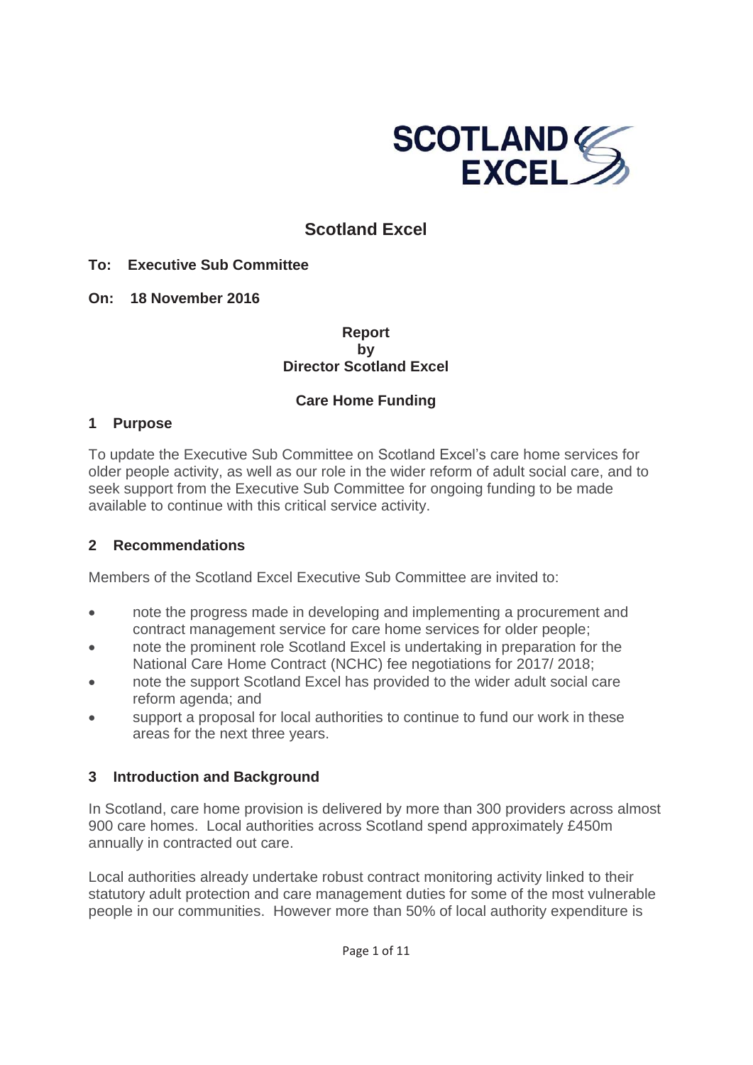# Scotland Excel

**To: Executive Sub Committee**

**On: 18 November 2016**

**Report**
**by**
**Director Scotland Excel**

**Care Home Funding**

## 1 Purpose

To update the Executive Sub Committee on Scotland Excel's care home services for older people activity, as well as our role in the wider reform of adult social care, and to seek support from the Executive Sub Committee for ongoing funding to be made available to continue with this critical service activity.

## 2 Recommendations

Members of the Scotland Excel Executive Sub Committee are invited to:

- note the progress made in developing and implementing a procurement and contract management service for care home services for older people;
- note the prominent role Scotland Excel is undertaking in preparation for the National Care Home Contract (NCHC) fee negotiations for 2017/ 2018;
- note the support Scotland Excel has provided to the wider adult social care reform agenda; and
- support a proposal for local authorities to continue to fund our work in these areas for the next three years.

## 3 Introduction and Background

In Scotland, care home provision is delivered by more than 300 providers across almost 900 care homes. Local authorities across Scotland spend approximately £450m annually in contracted out care.

Local authorities already undertake robust contract monitoring activity linked to their statutory adult protection and care management duties for some of the most vulnerable people in our communities. However more than 50% of local authority expenditure is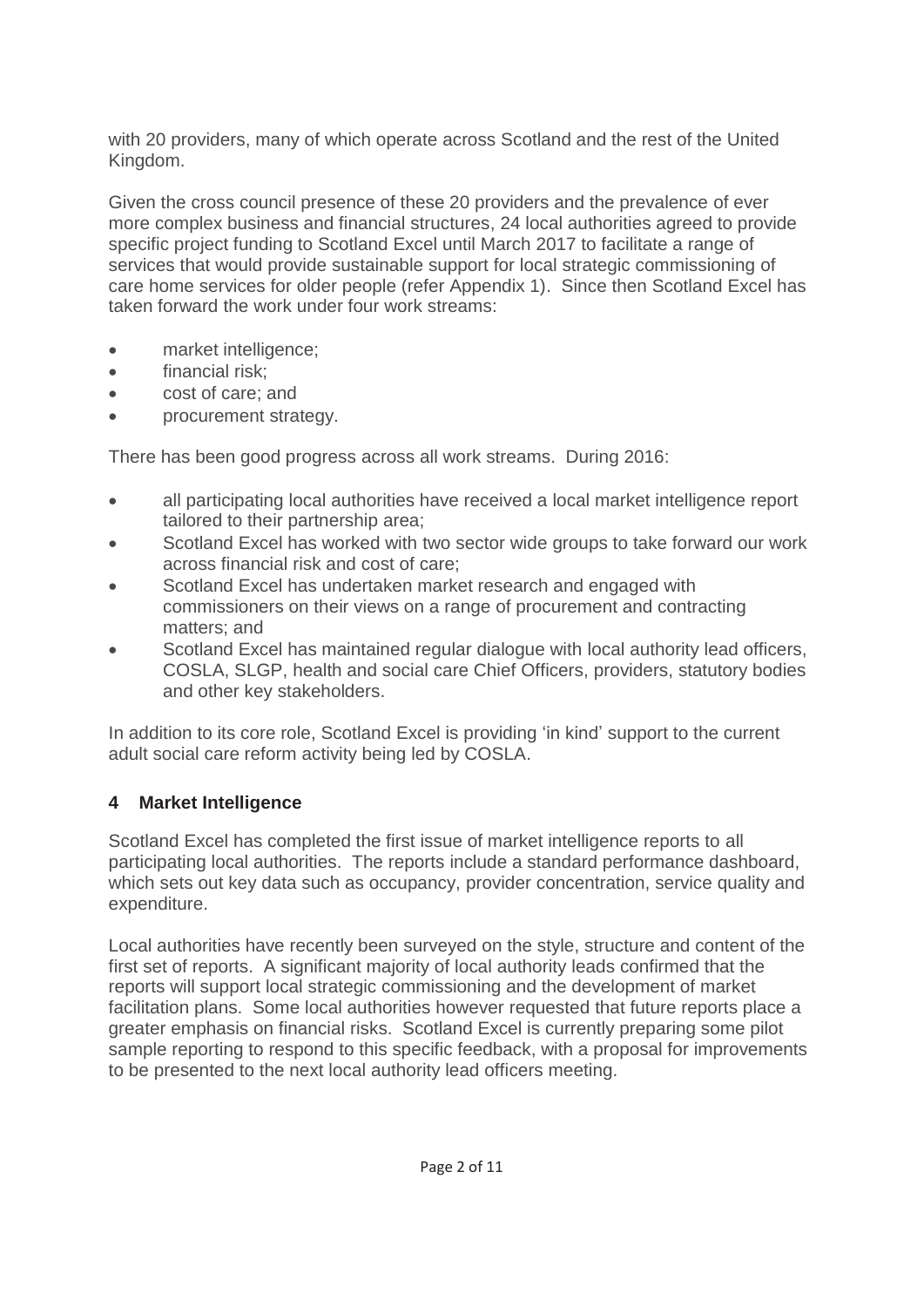with 20 providers, many of which operate across Scotland and the rest of the United Kingdom.

Given the cross council presence of these 20 providers and the prevalence of ever more complex business and financial structures, 24 local authorities agreed to provide specific project funding to Scotland Excel until March 2017 to facilitate a range of services that would provide sustainable support for local strategic commissioning of care home services for older people (refer Appendix 1). Since then Scotland Excel has taken forward the work under four work streams:

- market intelligence;
- financial risk;
- cost of care; and
- procurement strategy.

There has been good progress across all work streams. During 2016:

- all participating local authorities have received a local market intelligence report tailored to their partnership area;
- Scotland Excel has worked with two sector wide groups to take forward our work across financial risk and cost of care;
- Scotland Excel has undertaken market research and engaged with commissioners on their views on a range of procurement and contracting matters; and
- Scotland Excel has maintained regular dialogue with local authority lead officers, COSLA, SLGP, health and social care Chief Officers, providers, statutory bodies and other key stakeholders.

In addition to its core role, Scotland Excel is providing 'in kind' support to the current adult social care reform activity being led by COSLA.

## 4 Market Intelligence

Scotland Excel has completed the first issue of market intelligence reports to all participating local authorities. The reports include a standard performance dashboard, which sets out key data such as occupancy, provider concentration, service quality and expenditure.

Local authorities have recently been surveyed on the style, structure and content of the first set of reports. A significant majority of local authority leads confirmed that the reports will support local strategic commissioning and the development of market facilitation plans. Some local authorities however requested that future reports place a greater emphasis on financial risks. Scotland Excel is currently preparing some pilot sample reporting to respond to this specific feedback, with a proposal for improvements to be presented to the next local authority lead officers meeting.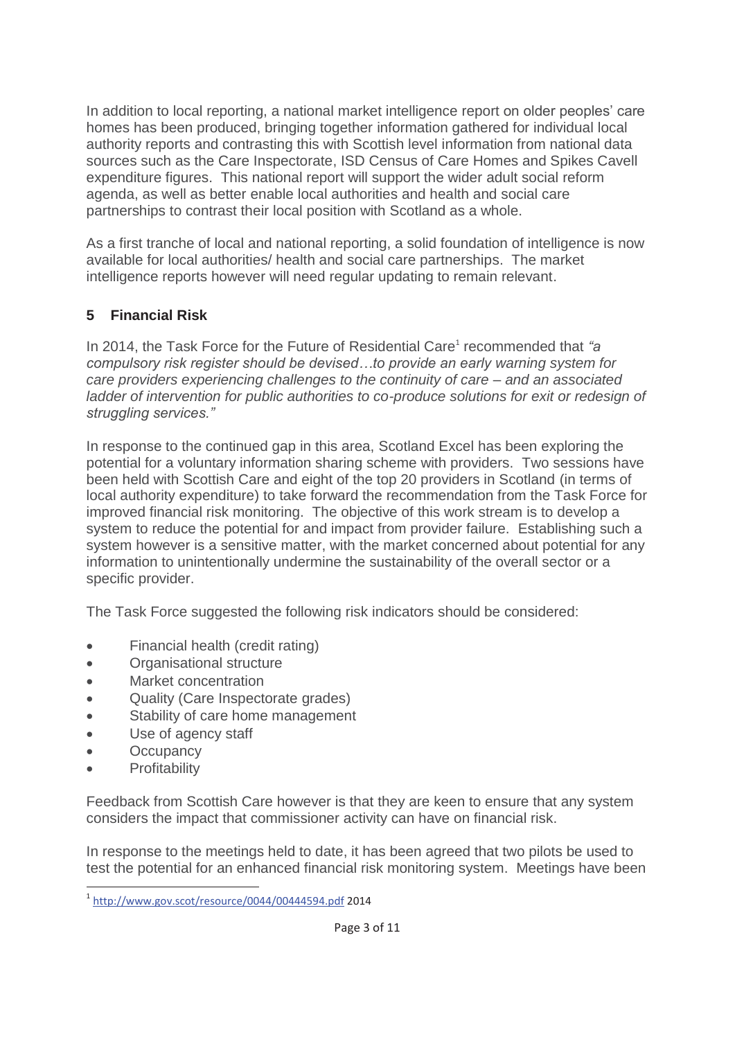In addition to local reporting, a national market intelligence report on older peoples' care homes has been produced, bringing together information gathered for individual local authority reports and contrasting this with Scottish level information from national data sources such as the Care Inspectorate, ISD Census of Care Homes and Spikes Cavell expenditure figures. This national report will support the wider adult social reform agenda, as well as better enable local authorities and health and social care partnerships to contrast their local position with Scotland as a whole.

As a first tranche of local and national reporting, a solid foundation of intelligence is now available for local authorities/ health and social care partnerships. The market intelligence reports however will need regular updating to remain relevant.

## 5 Financial Risk

In 2014, the Task Force for the Future of Residential Care[1] recommended that *"a compulsory risk register should be devised…to provide an early warning system for care providers experiencing challenges to the continuity of care – and an associated ladder of intervention for public authorities to co-produce solutions for exit or redesign of struggling services."*

In response to the continued gap in this area, Scotland Excel has been exploring the potential for a voluntary information sharing scheme with providers. Two sessions have been held with Scottish Care and eight of the top 20 providers in Scotland (in terms of local authority expenditure) to take forward the recommendation from the Task Force for improved financial risk monitoring. The objective of this work stream is to develop a system to reduce the potential for and impact from provider failure. Establishing such a system however is a sensitive matter, with the market concerned about potential for any information to unintentionally undermine the sustainability of the overall sector or a specific provider.

The Task Force suggested the following risk indicators should be considered:

- Financial health (credit rating)
- Organisational structure
- Market concentration
- Quality (Care Inspectorate grades)
- Stability of care home management
- Use of agency staff
- Occupancy
- Profitability

Feedback from Scottish Care however is that they are keen to ensure that any system considers the impact that commissioner activity can have on financial risk.

In response to the meetings held to date, it has been agreed that two pilots be used to test the potential for an enhanced financial risk monitoring system. Meetings have been

[1] http://www.gov.scot/resource/0044/00444594.pdf 2014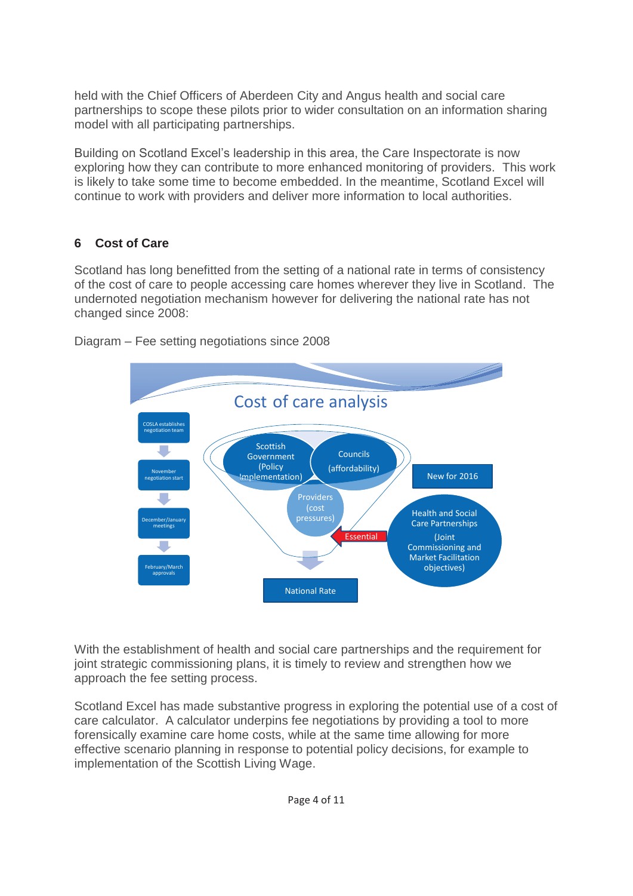held with the Chief Officers of Aberdeen City and Angus health and social care partnerships to scope these pilots prior to wider consultation on an information sharing model with all participating partnerships.

Building on Scotland Excel's leadership in this area, the Care Inspectorate is now exploring how they can contribute to more enhanced monitoring of providers. This work is likely to take some time to become embedded. In the meantime, Scotland Excel will continue to work with providers and deliver more information to local authorities.

## 6 Cost of Care

Scotland has long benefitted from the setting of a national rate in terms of consistency of the cost of care to people accessing care homes wherever they live in Scotland. The undernoted negotiation mechanism however for delivering the national rate has not changed since 2008:

Diagram – Fee setting negotiations since 2008

Cost of care analysis

- COSLA establishes negotiation team
- November negotiation start
- December/January meetings
- February/March approvals

Scottish Government (Policy Implementation)

Councils (affordability)

Providers (cost pressures)

New for 2016

Health and Social Care Partnerships (Joint Commissioning and Market Facilitation objectives)

Essential

National Rate

With the establishment of health and social care partnerships and the requirement for joint strategic commissioning plans, it is timely to review and strengthen how we approach the fee setting process.

Scotland Excel has made substantive progress in exploring the potential use of a cost of care calculator. A calculator underpins fee negotiations by providing a tool to more forensically examine care home costs, while at the same time allowing for more effective scenario planning in response to potential policy decisions, for example to implementation of the Scottish Living Wage.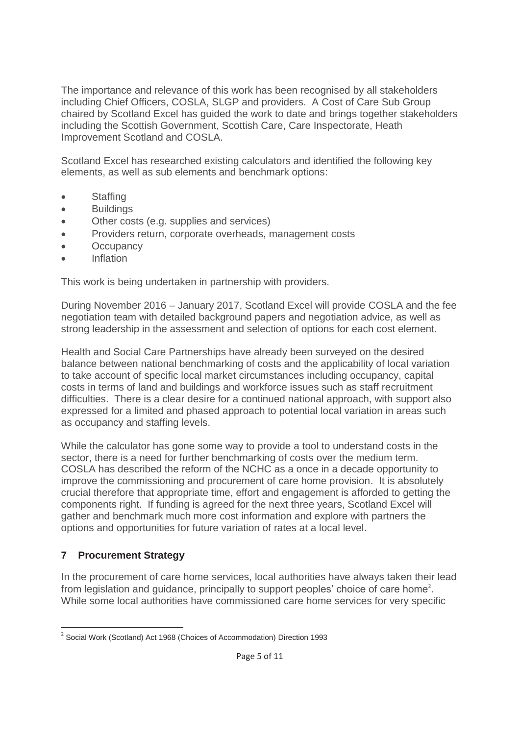The importance and relevance of this work has been recognised by all stakeholders including Chief Officers, COSLA, SLGP and providers. A Cost of Care Sub Group chaired by Scotland Excel has guided the work to date and brings together stakeholders including the Scottish Government, Scottish Care, Care Inspectorate, Heath Improvement Scotland and COSLA.

Scotland Excel has researched existing calculators and identified the following key elements, as well as sub elements and benchmark options:

- Staffing
- Buildings
- Other costs (e.g. supplies and services)
- Providers return, corporate overheads, management costs
- Occupancy
- Inflation

This work is being undertaken in partnership with providers.

During November 2016 – January 2017, Scotland Excel will provide COSLA and the fee negotiation team with detailed background papers and negotiation advice, as well as strong leadership in the assessment and selection of options for each cost element.

Health and Social Care Partnerships have already been surveyed on the desired balance between national benchmarking of costs and the applicability of local variation to take account of specific local market circumstances including occupancy, capital costs in terms of land and buildings and workforce issues such as staff recruitment difficulties. There is a clear desire for a continued national approach, with support also expressed for a limited and phased approach to potential local variation in areas such as occupancy and staffing levels.

While the calculator has gone some way to provide a tool to understand costs in the sector, there is a need for further benchmarking of costs over the medium term. COSLA has described the reform of the NCHC as a once in a decade opportunity to improve the commissioning and procurement of care home provision. It is absolutely crucial therefore that appropriate time, effort and engagement is afforded to getting the components right. If funding is agreed for the next three years, Scotland Excel will gather and benchmark much more cost information and explore with partners the options and opportunities for future variation of rates at a local level.

## 7 Procurement Strategy

In the procurement of care home services, local authorities have always taken their lead from legislation and guidance, principally to support peoples' choice of care home[2]. While some local authorities have commissioned care home services for very specific

[2] Social Work (Scotland) Act 1968 (Choices of Accommodation) Direction 1993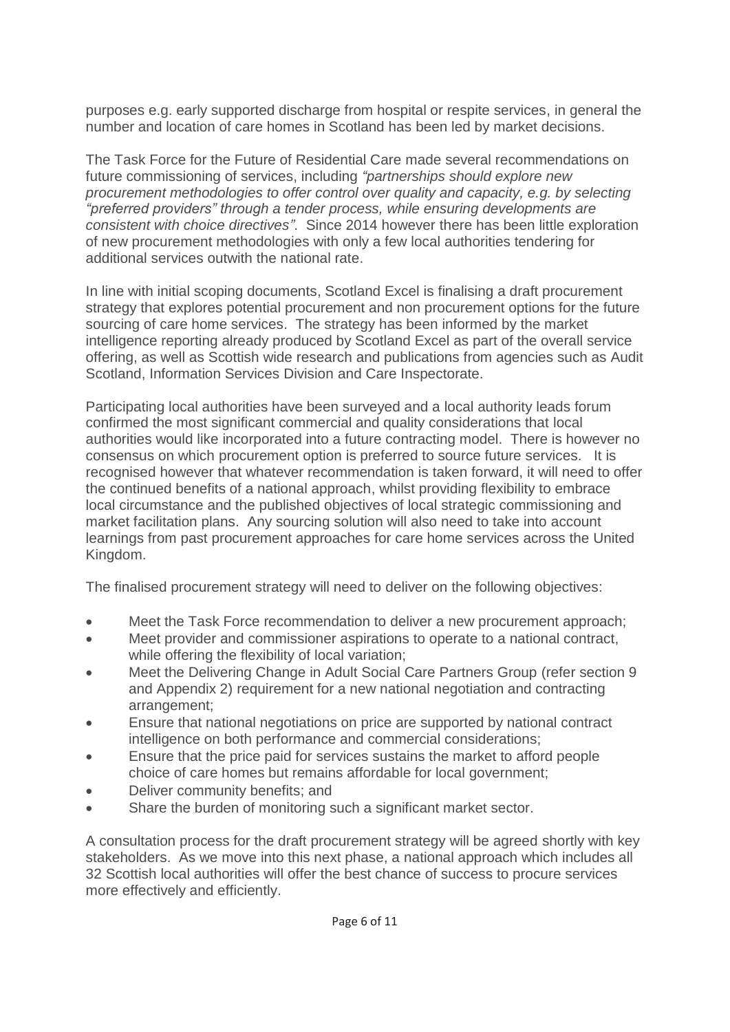purposes e.g. early supported discharge from hospital or respite services, in general the number and location of care homes in Scotland has been led by market decisions.

The Task Force for the Future of Residential Care made several recommendations on future commissioning of services, including *"partnerships should explore new procurement methodologies to offer control over quality and capacity, e.g. by selecting "preferred providers" through a tender process, while ensuring developments are consistent with choice directives"*. Since 2014 however there has been little exploration of new procurement methodologies with only a few local authorities tendering for additional services outwith the national rate.

In line with initial scoping documents, Scotland Excel is finalising a draft procurement strategy that explores potential procurement and non procurement options for the future sourcing of care home services. The strategy has been informed by the market intelligence reporting already produced by Scotland Excel as part of the overall service offering, as well as Scottish wide research and publications from agencies such as Audit Scotland, Information Services Division and Care Inspectorate.

Participating local authorities have been surveyed and a local authority leads forum confirmed the most significant commercial and quality considerations that local authorities would like incorporated into a future contracting model. There is however no consensus on which procurement option is preferred to source future services. It is recognised however that whatever recommendation is taken forward, it will need to offer the continued benefits of a national approach, whilst providing flexibility to embrace local circumstance and the published objectives of local strategic commissioning and market facilitation plans. Any sourcing solution will also need to take into account learnings from past procurement approaches for care home services across the United Kingdom.

The finalised procurement strategy will need to deliver on the following objectives:

- Meet the Task Force recommendation to deliver a new procurement approach;
- Meet provider and commissioner aspirations to operate to a national contract, while offering the flexibility of local variation;
- Meet the Delivering Change in Adult Social Care Partners Group (refer section 9 and Appendix 2) requirement for a new national negotiation and contracting arrangement;
- Ensure that national negotiations on price are supported by national contract intelligence on both performance and commercial considerations;
- Ensure that the price paid for services sustains the market to afford people choice of care homes but remains affordable for local government;
- Deliver community benefits; and
- Share the burden of monitoring such a significant market sector.

A consultation process for the draft procurement strategy will be agreed shortly with key stakeholders. As we move into this next phase, a national approach which includes all 32 Scottish local authorities will offer the best chance of success to procure services more effectively and efficiently.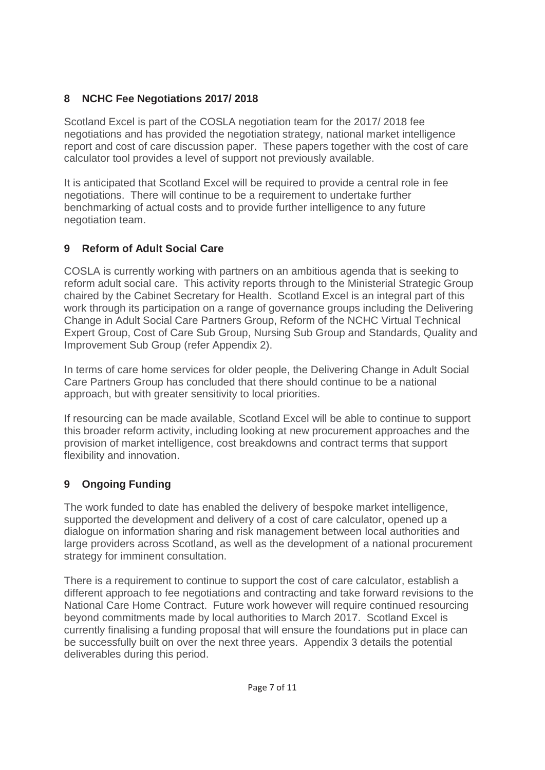## 8 NCHC Fee Negotiations 2017/ 2018

Scotland Excel is part of the COSLA negotiation team for the 2017/ 2018 fee negotiations and has provided the negotiation strategy, national market intelligence report and cost of care discussion paper. These papers together with the cost of care calculator tool provides a level of support not previously available.

It is anticipated that Scotland Excel will be required to provide a central role in fee negotiations. There will continue to be a requirement to undertake further benchmarking of actual costs and to provide further intelligence to any future negotiation team.

## 9 Reform of Adult Social Care

COSLA is currently working with partners on an ambitious agenda that is seeking to reform adult social care. This activity reports through to the Ministerial Strategic Group chaired by the Cabinet Secretary for Health. Scotland Excel is an integral part of this work through its participation on a range of governance groups including the Delivering Change in Adult Social Care Partners Group, Reform of the NCHC Virtual Technical Expert Group, Cost of Care Sub Group, Nursing Sub Group and Standards, Quality and Improvement Sub Group (refer Appendix 2).

In terms of care home services for older people, the Delivering Change in Adult Social Care Partners Group has concluded that there should continue to be a national approach, but with greater sensitivity to local priorities.

If resourcing can be made available, Scotland Excel will be able to continue to support this broader reform activity, including looking at new procurement approaches and the provision of market intelligence, cost breakdowns and contract terms that support flexibility and innovation.

## 9 Ongoing Funding

The work funded to date has enabled the delivery of bespoke market intelligence, supported the development and delivery of a cost of care calculator, opened up a dialogue on information sharing and risk management between local authorities and large providers across Scotland, as well as the development of a national procurement strategy for imminent consultation.

There is a requirement to continue to support the cost of care calculator, establish a different approach to fee negotiations and contracting and take forward revisions to the National Care Home Contract. Future work however will require continued resourcing beyond commitments made by local authorities to March 2017. Scotland Excel is currently finalising a funding proposal that will ensure the foundations put in place can be successfully built on over the next three years. Appendix 3 details the potential deliverables during this period.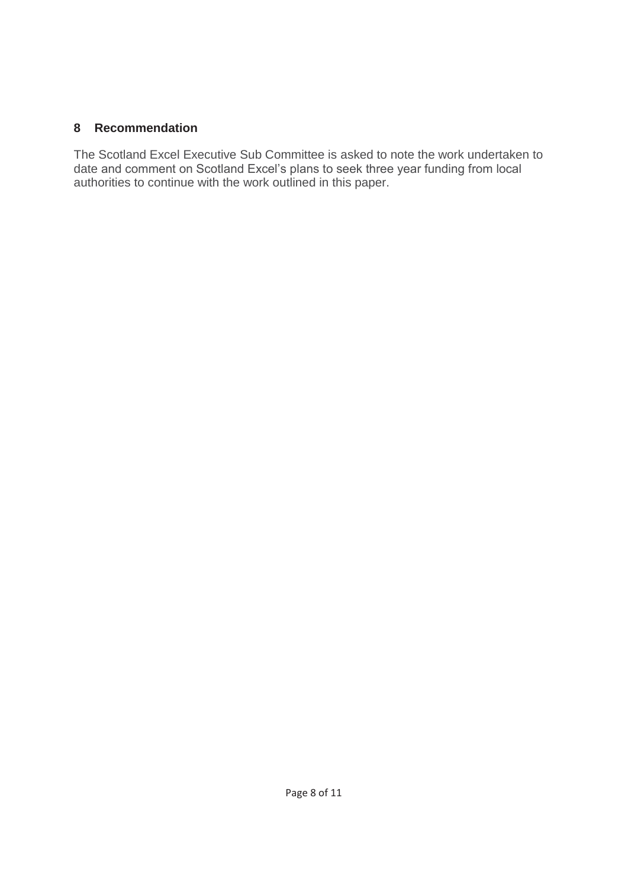## 8 Recommendation

The Scotland Excel Executive Sub Committee is asked to note the work undertaken to date and comment on Scotland Excel's plans to seek three year funding from local authorities to continue with the work outlined in this paper.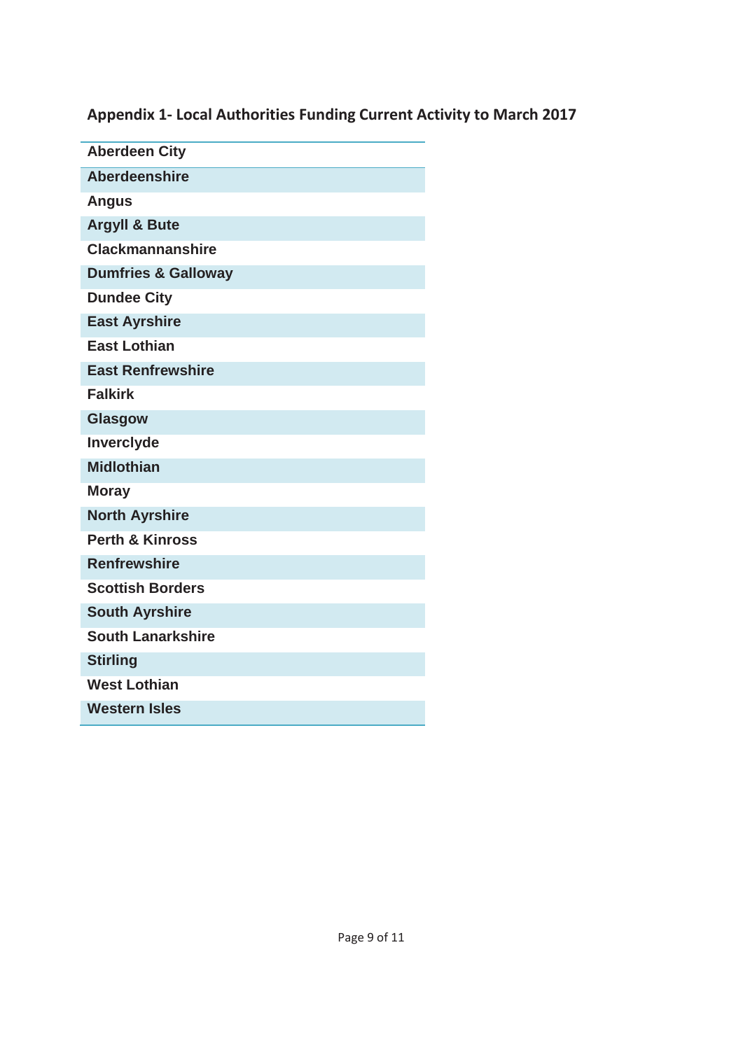## Appendix 1- Local Authorities Funding Current Activity to March 2017

| Aberdeen City |
| --- |
| Aberdeenshire |
| Angus |
| Argyll & Bute |
| Clackmannanshire |
| Dumfries & Galloway |
| Dundee City |
| East Ayrshire |
| East Lothian |
| East Renfrewshire |
| Falkirk |
| Glasgow |
| Inverclyde |
| Midlothian |
| Moray |
| North Ayrshire |
| Perth & Kinross |
| Renfrewshire |
| Scottish Borders |
| South Ayrshire |
| South Lanarkshire |
| Stirling |
| West Lothian |
| Western Isles |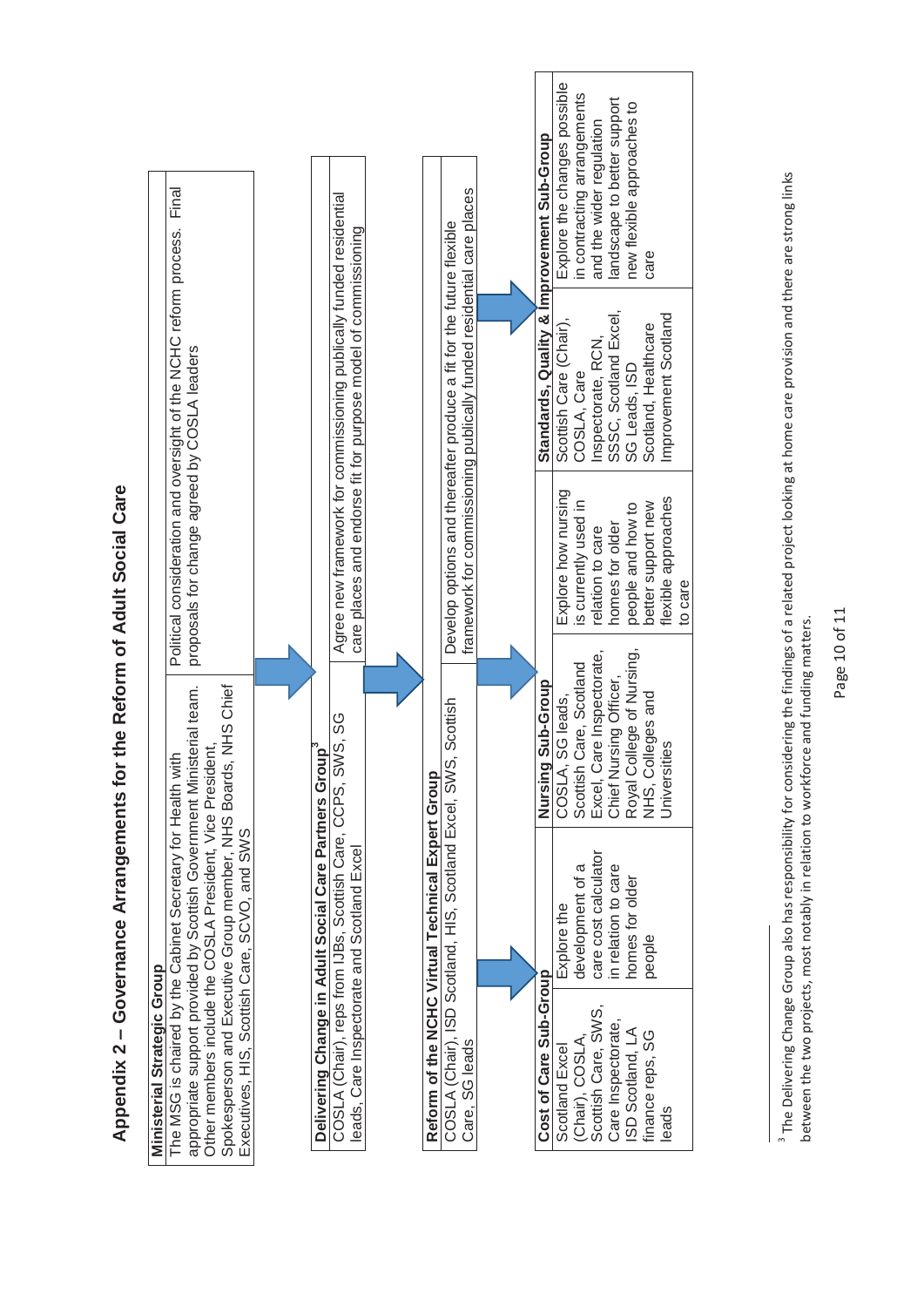# Appendix 2 – Governance Arrangements for the Reform of Adult Social Care

| Group | Role |
| --- | --- |
| **Ministerial Strategic Group**<br>The MSG is chaired by the Cabinet Secretary for Health with appropriate support provided by Scottish Government Ministerial team. Other members include the COSLA President, Vice President, Spokesperson and Executive Group member, NHS Boards, NHS Chief Executives, HIS, Scottish Care, SCVO, and SWS | Political consideration and oversight of the NCHC reform process. Final proposals for change agreed by COSLA leaders |
| **Delivering Change in Adult Social Care Partners Group**[3]<br>COSLA (Chair), reps from IJBs, Scottish Care, CCPS, SWS, SG leads, Care Inspectorate and Scotland Excel | Agree new framework for commissioning publically funded residential care places and endorse fit for purpose model of commissioning |
| **Reform of the NCHC Virtual Technical Expert Group**<br>COSLA (Chair), ISD Scotland, HIS, Scotland Excel, SWS, Scottish Care, SG leads | Develop options and thereafter produce a fit for the future flexible framework for commissioning publically funded residential care places |

| Sub-Group | Membership | Role |
| --- | --- | --- |
| **Cost of Care Sub-Group** | Scotland Excel (Chair), COSLA, Scottish Care, SWS, Care Inspectorate, ISD Scotland, LA finance reps, SG leads | Explore the development of a care cost calculator in relation to care homes for older people |
| **Nursing Sub-Group** | COSLA, SG leads, Scottish Care, Scotland Excel, Care Inspectorate, Chief Nursing Officer, Royal College of Nursing, NHS, Colleges and Universities | Explore how nursing is currently used in relation to care homes for older people and how to better support new flexible approaches to care |
| **Standards, Quality & Improvement Sub-Group** | Scottish Care (Chair), COSLA, Care Inspectorate, RCN, SSSC, Scotland Excel, SG Leads, ISD Scotland, Healthcare Improvement Scotland | Explore the changes possible in contracting arrangements and the wider regulation landscape to better support new flexible approaches to care |

[3] The Delivering Change Group also has responsibility for considering the findings of a related project looking at home care provision and there are strong links between the two projects, most notably in relation to workforce and funding matters.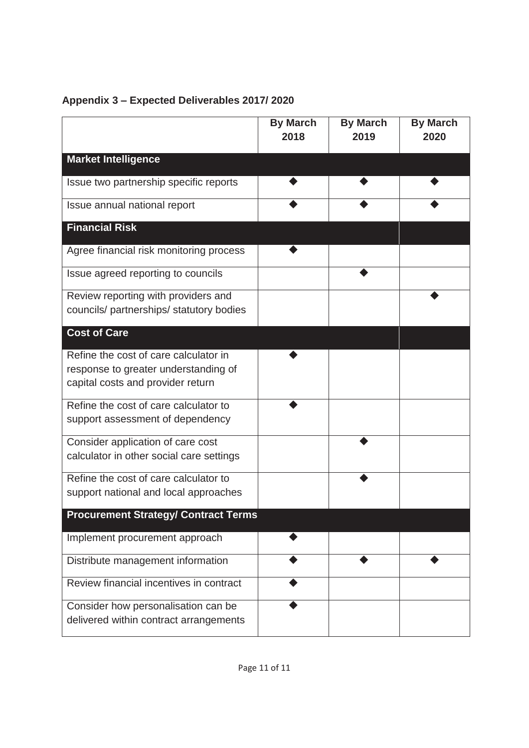## Appendix 3 – Expected Deliverables 2017/ 2020

| | By March 2018 | By March 2019 | By March 2020 |
|---|---|---|---|
| **Market Intelligence** | | | |
| Issue two partnership specific reports | ◆ | ◆ | ◆ |
| Issue annual national report | ◆ | ◆ | ◆ |
| **Financial Risk** | | | |
| Agree financial risk monitoring process | ◆ | | |
| Issue agreed reporting to councils | | ◆ | |
| Review reporting with providers and councils/ partnerships/ statutory bodies | | | ◆ |
| **Cost of Care** | | | |
| Refine the cost of care calculator in response to greater understanding of capital costs and provider return | ◆ | | |
| Refine the cost of care calculator to support assessment of dependency | ◆ | | |
| Consider application of care cost calculator in other social care settings | | ◆ | |
| Refine the cost of care calculator to support national and local approaches | | ◆ | |
| **Procurement Strategy/ Contract Terms** | | | |
| Implement procurement approach | ◆ | | |
| Distribute management information | ◆ | ◆ | ◆ |
| Review financial incentives in contract | ◆ | | |
| Consider how personalisation can be delivered within contract arrangements | ◆ | | |